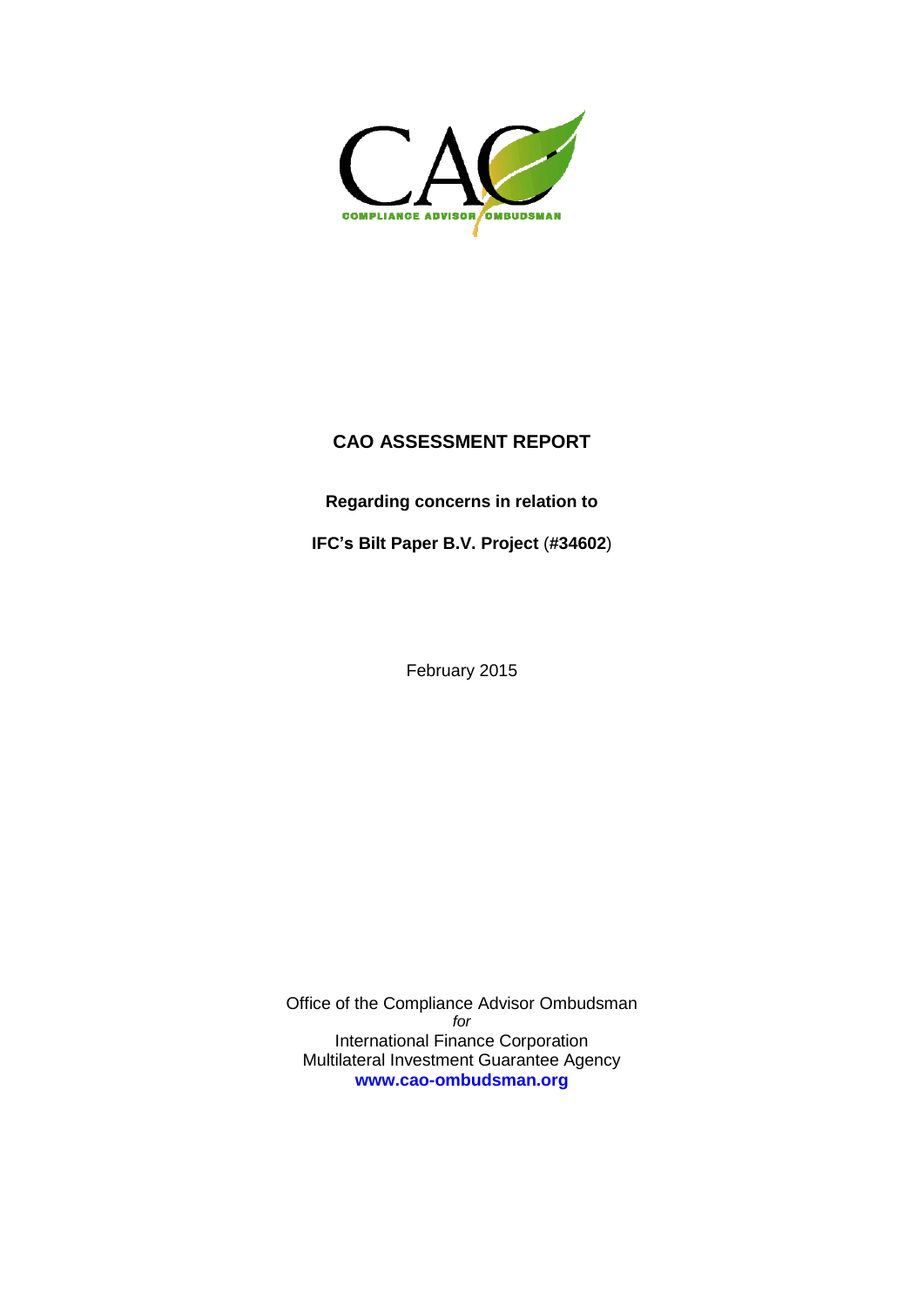CAO

COMPLIANCE ADVISOR OMBUDSMAN

# CAO ASSESSMENT REPORT

**Regarding concerns in relation to**

**IFC's Bilt Paper B.V. Project** (**#34602**)

February 2015

Office of the Compliance Advisor Ombudsman
*for*
International Finance Corporation
Multilateral Investment Guarantee Agency
**www.cao-ombudsman.org**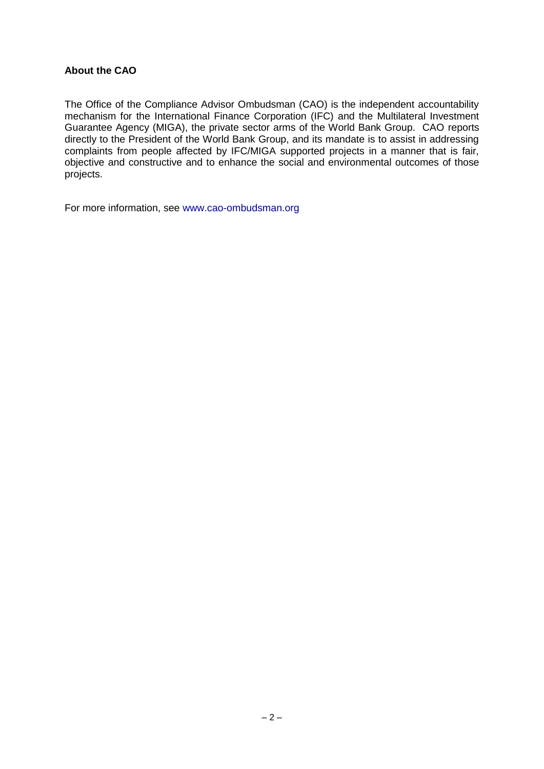**About the CAO**

The Office of the Compliance Advisor Ombudsman (CAO) is the independent accountability mechanism for the International Finance Corporation (IFC) and the Multilateral Investment Guarantee Agency (MIGA), the private sector arms of the World Bank Group. CAO reports directly to the President of the World Bank Group, and its mandate is to assist in addressing complaints from people affected by IFC/MIGA supported projects in a manner that is fair, objective and constructive and to enhance the social and environmental outcomes of those projects.

For more information, see www.cao-ombudsman.org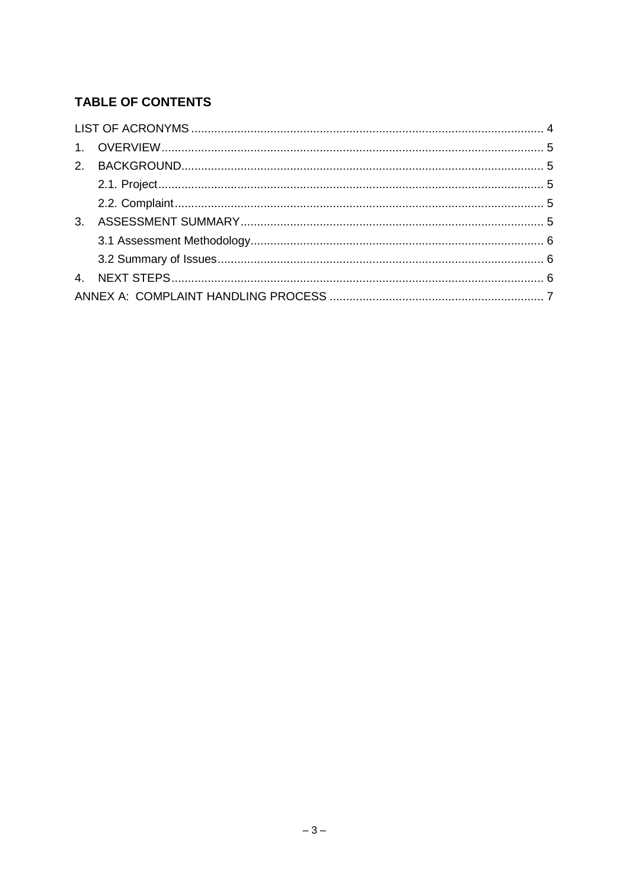**TABLE OF CONTENTS**

LIST OF ACRONYMS .......................................................................................................... 4

1. OVERVIEW.................................................................................................................. 5
2. BACKGROUND............................................................................................................ 5
   - 2.1. Project.................................................................................................................... 5
   - 2.2. Complaint............................................................................................................... 5
3. ASSESSMENT SUMMARY........................................................................................... 5
   - 3.1 Assessment Methodology........................................................................................ 6
   - 3.2 Summary of Issues.................................................................................................. 6
4. NEXT STEPS................................................................................................................ 6

ANNEX A: COMPLAINT HANDLING PROCESS ................................................................ 7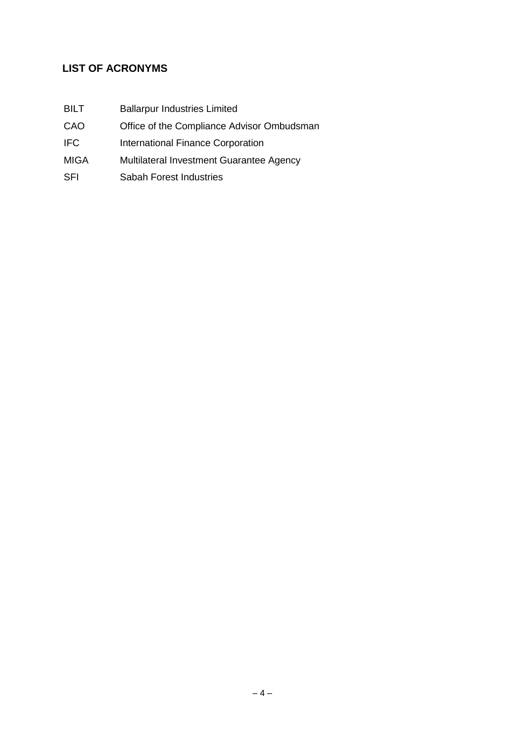## LIST OF ACRONYMS

| | |
|---|---|
| BILT | Ballarpur Industries Limited |
| CAO | Office of the Compliance Advisor Ombudsman |
| IFC | International Finance Corporation |
| MIGA | Multilateral Investment Guarantee Agency |
| SFI | Sabah Forest Industries |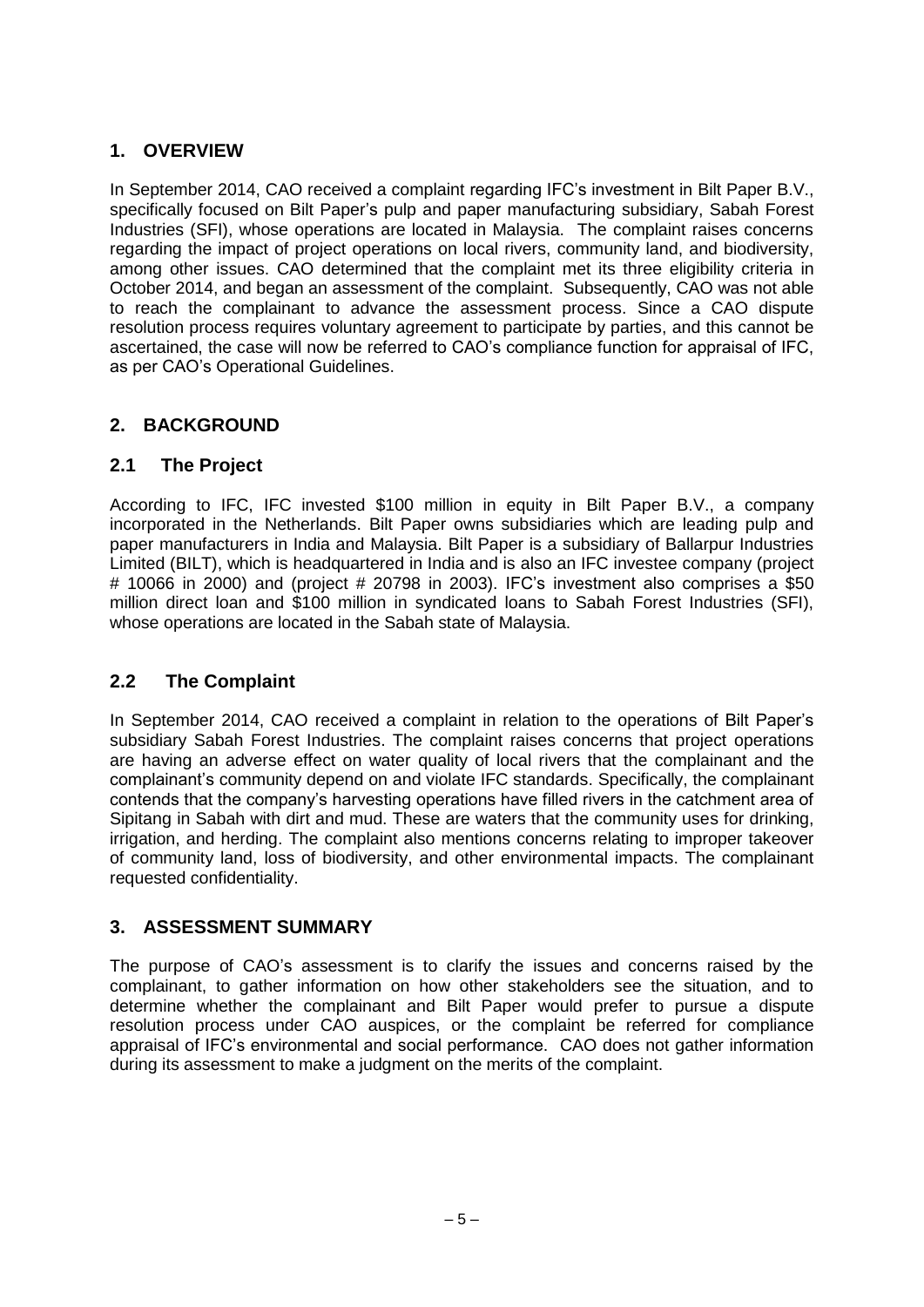## 1. OVERVIEW

In September 2014, CAO received a complaint regarding IFC's investment in Bilt Paper B.V., specifically focused on Bilt Paper's pulp and paper manufacturing subsidiary, Sabah Forest Industries (SFI), whose operations are located in Malaysia. The complaint raises concerns regarding the impact of project operations on local rivers, community land, and biodiversity, among other issues. CAO determined that the complaint met its three eligibility criteria in October 2014, and began an assessment of the complaint. Subsequently, CAO was not able to reach the complainant to advance the assessment process. Since a CAO dispute resolution process requires voluntary agreement to participate by parties, and this cannot be ascertained, the case will now be referred to CAO's compliance function for appraisal of IFC, as per CAO's Operational Guidelines.

## 2. BACKGROUND

### 2.1 The Project

According to IFC, IFC invested $100 million in equity in Bilt Paper B.V., a company incorporated in the Netherlands. Bilt Paper owns subsidiaries which are leading pulp and paper manufacturers in India and Malaysia. Bilt Paper is a subsidiary of Ballarpur Industries Limited (BILT), which is headquartered in India and is also an IFC investee company (project # 10066 in 2000) and (project # 20798 in 2003). IFC's investment also comprises a $50 million direct loan and $100 million in syndicated loans to Sabah Forest Industries (SFI), whose operations are located in the Sabah state of Malaysia.

### 2.2 The Complaint

In September 2014, CAO received a complaint in relation to the operations of Bilt Paper's subsidiary Sabah Forest Industries. The complaint raises concerns that project operations are having an adverse effect on water quality of local rivers that the complainant and the complainant's community depend on and violate IFC standards. Specifically, the complainant contends that the company's harvesting operations have filled rivers in the catchment area of Sipitang in Sabah with dirt and mud. These are waters that the community uses for drinking, irrigation, and herding. The complaint also mentions concerns relating to improper takeover of community land, loss of biodiversity, and other environmental impacts. The complainant requested confidentiality.

## 3. ASSESSMENT SUMMARY

The purpose of CAO's assessment is to clarify the issues and concerns raised by the complainant, to gather information on how other stakeholders see the situation, and to determine whether the complainant and Bilt Paper would prefer to pursue a dispute resolution process under CAO auspices, or the complaint be referred for compliance appraisal of IFC's environmental and social performance. CAO does not gather information during its assessment to make a judgment on the merits of the complaint.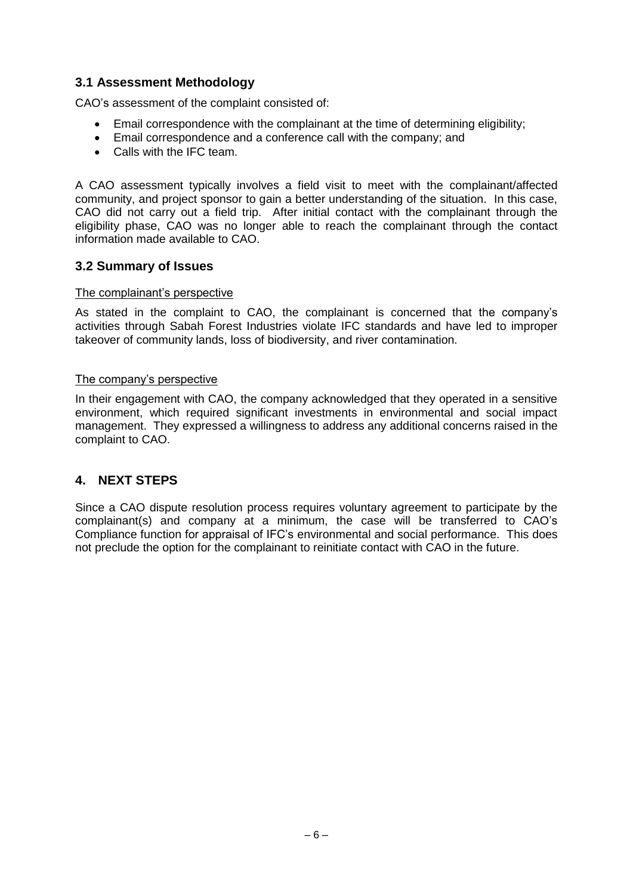### 3.1 Assessment Methodology

CAO's assessment of the complaint consisted of:

- Email correspondence with the complainant at the time of determining eligibility;
- Email correspondence and a conference call with the company; and
- Calls with the IFC team.

A CAO assessment typically involves a field visit to meet with the complainant/affected community, and project sponsor to gain a better understanding of the situation. In this case, CAO did not carry out a field trip. After initial contact with the complainant through the eligibility phase, CAO was no longer able to reach the complainant through the contact information made available to CAO.

### 3.2 Summary of Issues

<u>The complainant's perspective</u>

As stated in the complaint to CAO, the complainant is concerned that the company's activities through Sabah Forest Industries violate IFC standards and have led to improper takeover of community lands, loss of biodiversity, and river contamination.

<u>The company's perspective</u>

In their engagement with CAO, the company acknowledged that they operated in a sensitive environment, which required significant investments in environmental and social impact management. They expressed a willingness to address any additional concerns raised in the complaint to CAO.

## 4. NEXT STEPS

Since a CAO dispute resolution process requires voluntary agreement to participate by the complainant(s) and company at a minimum, the case will be transferred to CAO's Compliance function for appraisal of IFC's environmental and social performance. This does not preclude the option for the complainant to reinitiate contact with CAO in the future.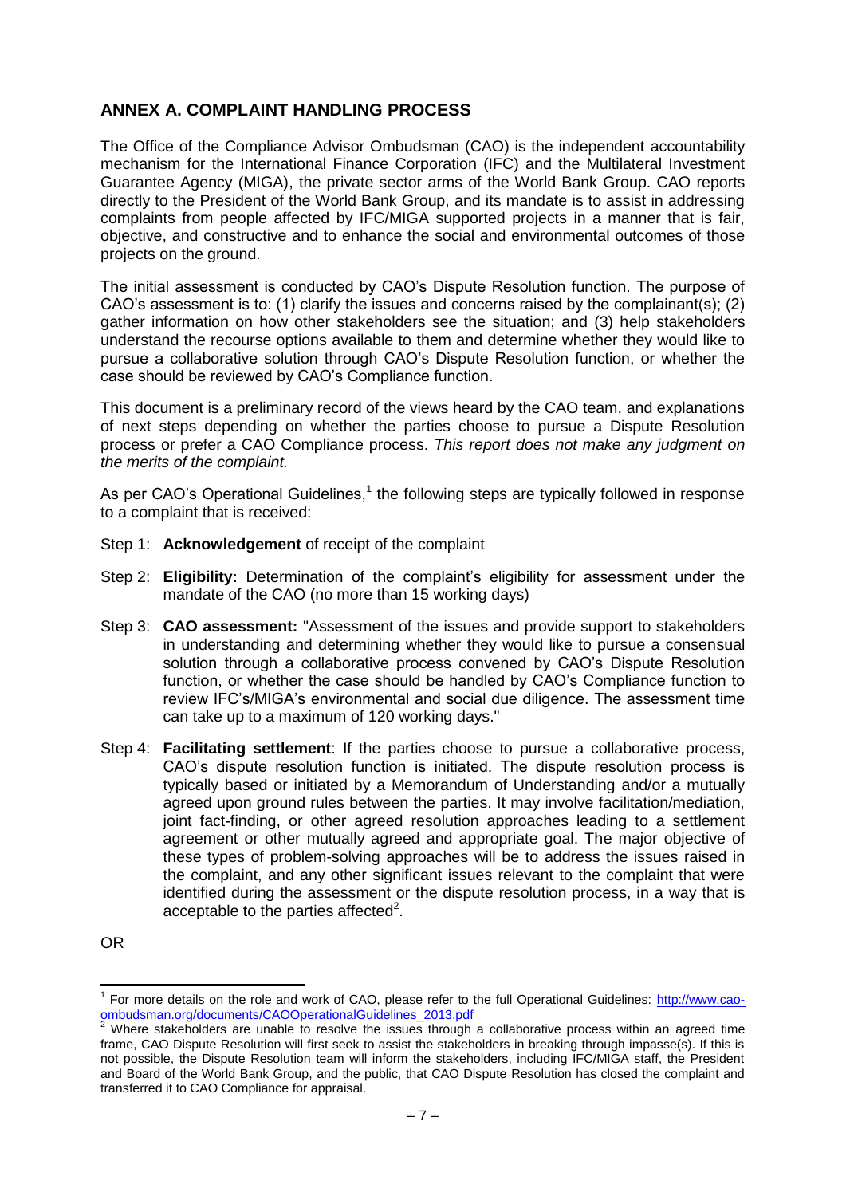## ANNEX A. COMPLAINT HANDLING PROCESS

The Office of the Compliance Advisor Ombudsman (CAO) is the independent accountability mechanism for the International Finance Corporation (IFC) and the Multilateral Investment Guarantee Agency (MIGA), the private sector arms of the World Bank Group. CAO reports directly to the President of the World Bank Group, and its mandate is to assist in addressing complaints from people affected by IFC/MIGA supported projects in a manner that is fair, objective, and constructive and to enhance the social and environmental outcomes of those projects on the ground.

The initial assessment is conducted by CAO's Dispute Resolution function. The purpose of CAO's assessment is to: (1) clarify the issues and concerns raised by the complainant(s); (2) gather information on how other stakeholders see the situation; and (3) help stakeholders understand the recourse options available to them and determine whether they would like to pursue a collaborative solution through CAO's Dispute Resolution function, or whether the case should be reviewed by CAO's Compliance function.

This document is a preliminary record of the views heard by the CAO team, and explanations of next steps depending on whether the parties choose to pursue a Dispute Resolution process or prefer a CAO Compliance process. *This report does not make any judgment on the merits of the complaint.*

As per CAO's Operational Guidelines,[1] the following steps are typically followed in response to a complaint that is received:

Step 1: **Acknowledgement** of receipt of the complaint

Step 2: **Eligibility:** Determination of the complaint's eligibility for assessment under the mandate of the CAO (no more than 15 working days)

Step 3: **CAO assessment:** "Assessment of the issues and provide support to stakeholders in understanding and determining whether they would like to pursue a consensual solution through a collaborative process convened by CAO's Dispute Resolution function, or whether the case should be handled by CAO's Compliance function to review IFC's/MIGA's environmental and social due diligence. The assessment time can take up to a maximum of 120 working days."

Step 4: **Facilitating settlement**: If the parties choose to pursue a collaborative process, CAO's dispute resolution function is initiated. The dispute resolution process is typically based or initiated by a Memorandum of Understanding and/or a mutually agreed upon ground rules between the parties. It may involve facilitation/mediation, joint fact-finding, or other agreed resolution approaches leading to a settlement agreement or other mutually agreed and appropriate goal. The major objective of these types of problem-solving approaches will be to address the issues raised in the complaint, and any other significant issues relevant to the complaint that were identified during the assessment or the dispute resolution process, in a way that is acceptable to the parties affected[2].

OR

---

[1] For more details on the role and work of CAO, please refer to the full Operational Guidelines: http://www.cao-ombudsman.org/documents/CAOOperationalGuidelines_2013.pdf

[2] Where stakeholders are unable to resolve the issues through a collaborative process within an agreed time frame, CAO Dispute Resolution will first seek to assist the stakeholders in breaking through impasse(s). If this is not possible, the Dispute Resolution team will inform the stakeholders, including IFC/MIGA staff, the President and Board of the World Bank Group, and the public, that CAO Dispute Resolution has closed the complaint and transferred it to CAO Compliance for appraisal.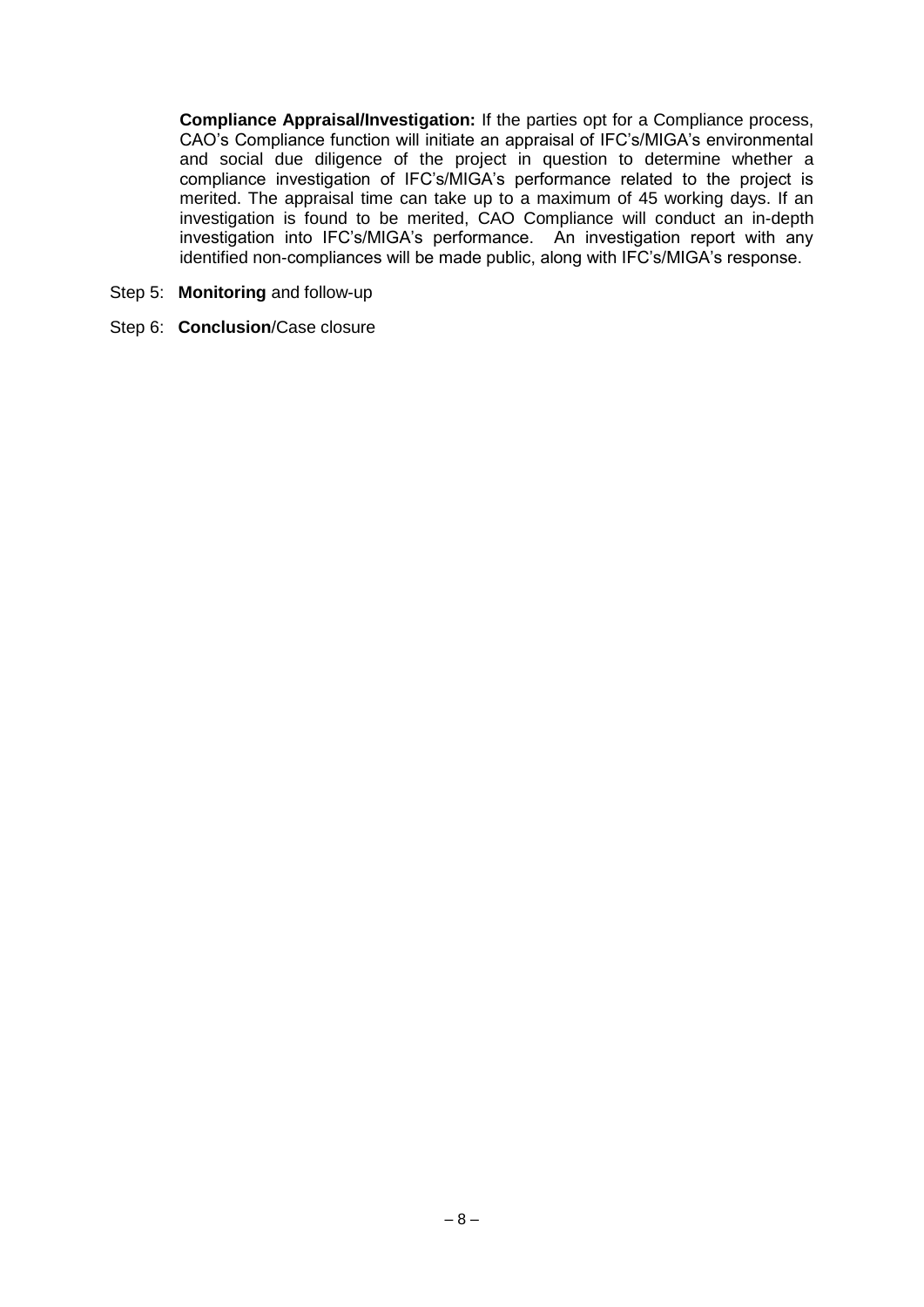**Compliance Appraisal/Investigation:** If the parties opt for a Compliance process, CAO's Compliance function will initiate an appraisal of IFC's/MIGA's environmental and social due diligence of the project in question to determine whether a compliance investigation of IFC's/MIGA's performance related to the project is merited. The appraisal time can take up to a maximum of 45 working days. If an investigation is found to be merited, CAO Compliance will conduct an in-depth investigation into IFC's/MIGA's performance. An investigation report with any identified non-compliances will be made public, along with IFC's/MIGA's response.

Step 5: **Monitoring** and follow-up

Step 6: **Conclusion**/Case closure